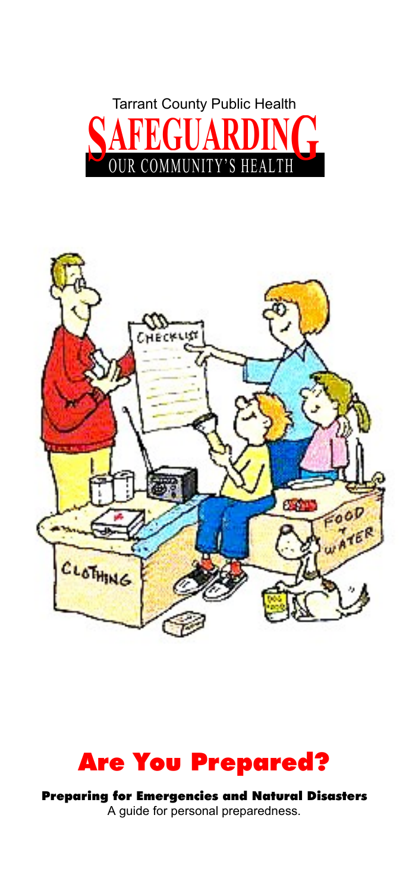Tarrant County Public Health

# SAFEGUARDING

OUR COMMUNITY'S HEALTH

# Are You Prepared?

**Preparing for Emergencies and Natural Disasters**

A guide for personal preparedness.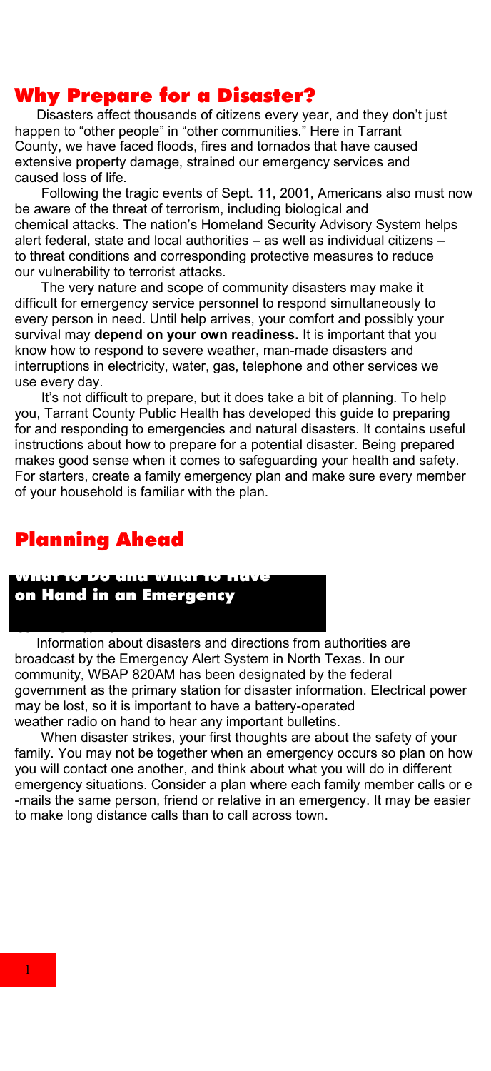## Why Prepare for a Disaster?

Disasters affect thousands of citizens every year, and they don't just happen to "other people" in "other communities." Here in Tarrant County, we have faced floods, fires and tornados that have caused extensive property damage, strained our emergency services and caused loss of life.

Following the tragic events of Sept. 11, 2001, Americans also must now be aware of the threat of terrorism, including biological and chemical attacks. The nation's Homeland Security Advisory System helps alert federal, state and local authorities – as well as individual citizens – to threat conditions and corresponding protective measures to reduce our vulnerability to terrorist attacks.

The very nature and scope of community disasters may make it difficult for emergency service personnel to respond simultaneously to every person in need. Until help arrives, your comfort and possibly your survival may **depend on your own readiness.** It is important that you know how to respond to severe weather, man-made disasters and interruptions in electricity, water, gas, telephone and other services we use every day.

It's not difficult to prepare, but it does take a bit of planning. To help you, Tarrant County Public Health has developed this guide to preparing for and responding to emergencies and natural disasters. It contains useful instructions about how to prepare for a potential disaster. Being prepared makes good sense when it comes to safeguarding your health and safety. For starters, create a family emergency plan and make sure every member of your household is familiar with the plan.

## Planning Ahead

### What to Do and What to Have on Hand in an Emergency

Information about disasters and directions from authorities are broadcast by the Emergency Alert System in North Texas. In our community, WBAP 820AM has been designated by the federal government as the primary station for disaster information. Electrical power may be lost, so it is important to have a battery-operated weather radio on hand to hear any important bulletins.

When disaster strikes, your first thoughts are about the safety of your family. You may not be together when an emergency occurs so plan on how you will contact one another, and think about what you will do in different emergency situations. Consider a plan where each family member calls or e-mails the same person, friend or relative in an emergency. It may be easier to make long distance calls than to call across town.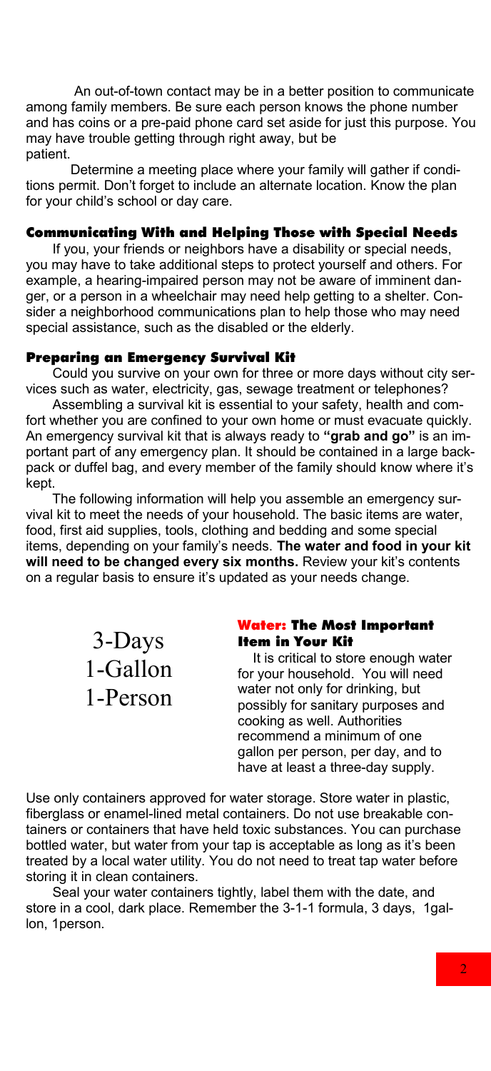An out-of-town contact may be in a better position to communicate among family members. Be sure each person knows the phone number and has coins or a pre-paid phone card set aside for just this purpose. You may have trouble getting through right away, but be patient.

Determine a meeting place where your family will gather if conditions permit. Don't forget to include an alternate location. Know the plan for your child's school or day care.

### Communicating With and Helping Those with Special Needs

If you, your friends or neighbors have a disability or special needs, you may have to take additional steps to protect yourself and others. For example, a hearing-impaired person may not be aware of imminent danger, or a person in a wheelchair may need help getting to a shelter. Consider a neighborhood communications plan to help those who may need special assistance, such as the disabled or the elderly.

### Preparing an Emergency Survival Kit

Could you survive on your own for three or more days without city services such as water, electricity, gas, sewage treatment or telephones?

Assembling a survival kit is essential to your safety, health and comfort whether you are confined to your own home or must evacuate quickly. An emergency survival kit that is always ready to **"grab and go"** is an important part of any emergency plan. It should be contained in a large backpack or duffel bag, and every member of the family should know where it's kept.

The following information will help you assemble an emergency survival kit to meet the needs of your household. The basic items are water, food, first aid supplies, tools, clothing and bedding and some special items, depending on your family's needs. **The water and food in your kit will need to be changed every six months.** Review your kit's contents on a regular basis to ensure it's updated as your needs change.

3-Days
1-Gallon
1-Person

### Water: The Most Important Item in Your Kit

It is critical to store enough water for your household. You will need water not only for drinking, but possibly for sanitary purposes and cooking as well. Authorities recommend a minimum of one gallon per person, per day, and to have at least a three-day supply.

Use only containers approved for water storage. Store water in plastic, fiberglass or enamel-lined metal containers. Do not use breakable containers or containers that have held toxic substances. You can purchase bottled water, but water from your tap is acceptable as long as it's been treated by a local water utility. You do not need to treat tap water before storing it in clean containers.

Seal your water containers tightly, label them with the date, and store in a cool, dark place. Remember the 3-1-1 formula, 3 days, 1gallon, 1person.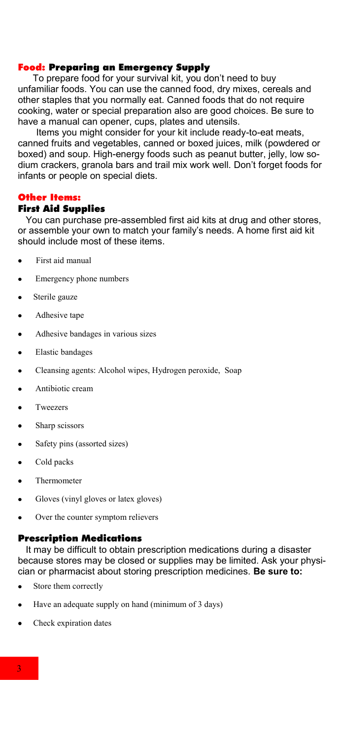## **Food:** Preparing an Emergency Supply

To prepare food for your survival kit, you don't need to buy unfamiliar foods. You can use the canned food, dry mixes, cereals and other staples that you normally eat. Canned foods that do not require cooking, water or special preparation also are good choices. Be sure to have a manual can opener, cups, plates and utensils.

Items you might consider for your kit include ready-to-eat meats, canned fruits and vegetables, canned or boxed juices, milk (powdered or boxed) and soup. High-energy foods such as peanut butter, jelly, low sodium crackers, granola bars and trail mix work well. Don't forget foods for infants or people on special diets.

## Other Items:

### First Aid Supplies

You can purchase pre-assembled first aid kits at drug and other stores, or assemble your own to match your family's needs. A home first aid kit should include most of these items.

- First aid manual
- Emergency phone numbers
- Sterile gauze
- Adhesive tape
- Adhesive bandages in various sizes
- Elastic bandages
- Cleansing agents: Alcohol wipes, Hydrogen peroxide, Soap
- Antibiotic cream
- Tweezers
- Sharp scissors
- Safety pins (assorted sizes)
- Cold packs
- Thermometer
- Gloves (vinyl gloves or latex gloves)
- Over the counter symptom relievers

### Prescription Medications

It may be difficult to obtain prescription medications during a disaster because stores may be closed or supplies may be limited. Ask your physician or pharmacist about storing prescription medicines. **Be sure to:**

- Store them correctly
- Have an adequate supply on hand (minimum of 3 days)
- Check expiration dates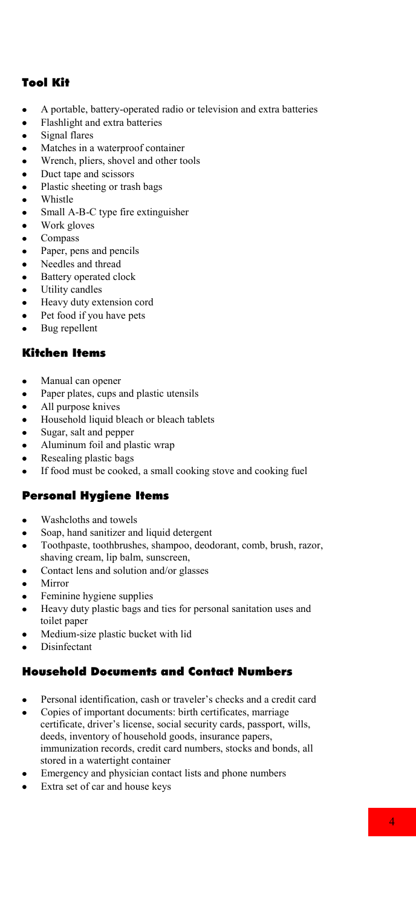## Tool Kit

- A portable, battery-operated radio or television and extra batteries
- Flashlight and extra batteries
- Signal flares
- Matches in a waterproof container
- Wrench, pliers, shovel and other tools
- Duct tape and scissors
- Plastic sheeting or trash bags
- Whistle
- Small A-B-C type fire extinguisher
- Work gloves
- Compass
- Paper, pens and pencils
- Needles and thread
- Battery operated clock
- Utility candles
- Heavy duty extension cord
- Pet food if you have pets
- Bug repellent

## Kitchen Items

- Manual can opener
- Paper plates, cups and plastic utensils
- All purpose knives
- Household liquid bleach or bleach tablets
- Sugar, salt and pepper
- Aluminum foil and plastic wrap
- Resealing plastic bags
- If food must be cooked, a small cooking stove and cooking fuel

## Personal Hygiene Items

- Washcloths and towels
- Soap, hand sanitizer and liquid detergent
- Toothpaste, toothbrushes, shampoo, deodorant, comb, brush, razor, shaving cream, lip balm, sunscreen,
- Contact lens and solution and/or glasses
- Mirror
- Feminine hygiene supplies
- Heavy duty plastic bags and ties for personal sanitation uses and toilet paper
- Medium-size plastic bucket with lid
- Disinfectant

## Household Documents and Contact Numbers

- Personal identification, cash or traveler's checks and a credit card
- Copies of important documents: birth certificates, marriage certificate, driver's license, social security cards, passport, wills, deeds, inventory of household goods, insurance papers, immunization records, credit card numbers, stocks and bonds, all stored in a watertight container
- Emergency and physician contact lists and phone numbers
- Extra set of car and house keys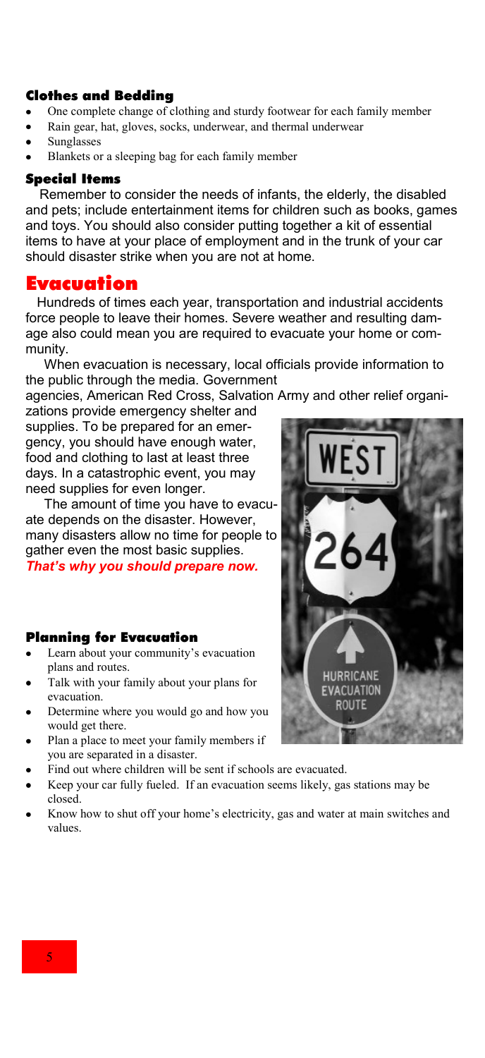### Clothes and Bedding

- One complete change of clothing and sturdy footwear for each family member
- Rain gear, hat, gloves, socks, underwear, and thermal underwear
- Sunglasses
- Blankets or a sleeping bag for each family member

### Special Items

Remember to consider the needs of infants, the elderly, the disabled and pets; include entertainment items for children such as books, games and toys. You should also consider putting together a kit of essential items to have at your place of employment and in the trunk of your car should disaster strike when you are not at home.

## Evacuation

Hundreds of times each year, transportation and industrial accidents force people to leave their homes. Severe weather and resulting damage also could mean you are required to evacuate your home or community.

When evacuation is necessary, local officials provide information to the public through the media. Government agencies, American Red Cross, Salvation Army and other relief organizations provide emergency shelter and supplies. To be prepared for an emergency, you should have enough water, food and clothing to last at least three days. In a catastrophic event, you may need supplies for even longer.

The amount of time you have to evacuate depends on the disaster. However, many disasters allow no time for people to gather even the most basic supplies. ***That's why you should prepare now.***

### Planning for Evacuation

- Learn about your community's evacuation plans and routes.
- Talk with your family about your plans for evacuation.
- Determine where you would go and how you would get there.
- Plan a place to meet your family members if you are separated in a disaster.
- Find out where children will be sent if schools are evacuated.
- Keep your car fully fueled. If an evacuation seems likely, gas stations may be closed.
- Know how to shut off your home's electricity, gas and water at main switches and values.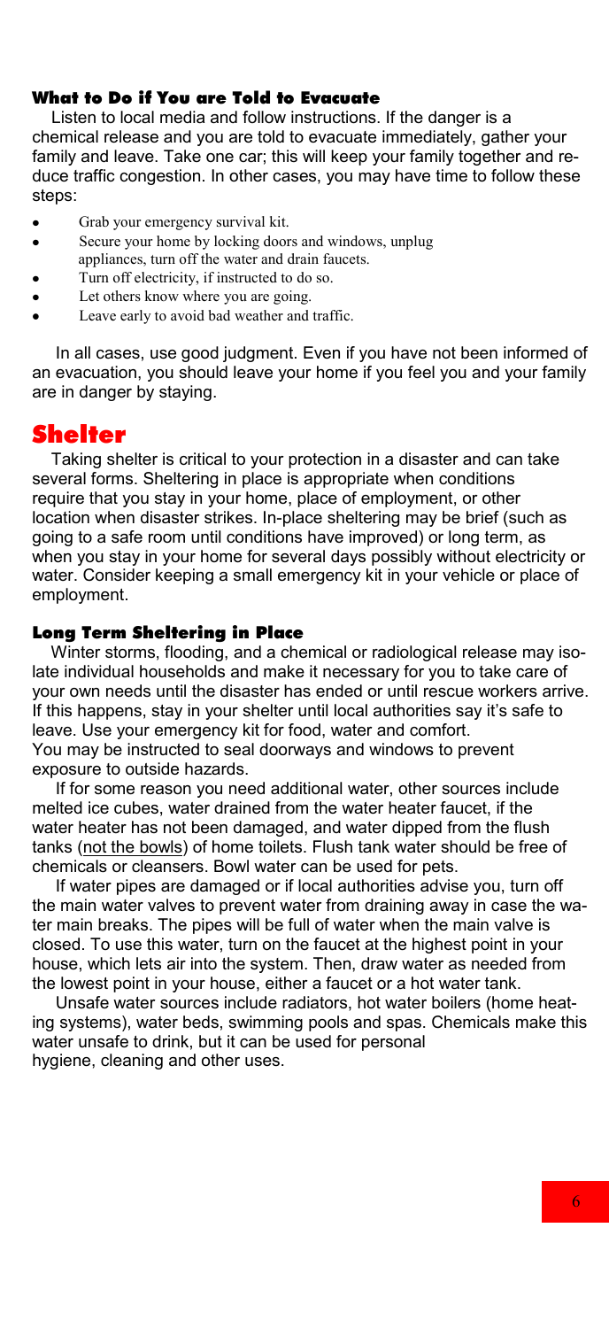### What to Do if You are Told to Evacuate

Listen to local media and follow instructions. If the danger is a chemical release and you are told to evacuate immediately, gather your family and leave. Take one car; this will keep your family together and reduce traffic congestion. In other cases, you may have time to follow these steps:

- Grab your emergency survival kit.
- Secure your home by locking doors and windows, unplug appliances, turn off the water and drain faucets.
- Turn off electricity, if instructed to do so.
- Let others know where you are going.
- Leave early to avoid bad weather and traffic.

In all cases, use good judgment. Even if you have not been informed of an evacuation, you should leave your home if you feel you and your family are in danger by staying.

## Shelter

Taking shelter is critical to your protection in a disaster and can take several forms. Sheltering in place is appropriate when conditions require that you stay in your home, place of employment, or other location when disaster strikes. In-place sheltering may be brief (such as going to a safe room until conditions have improved) or long term, as when you stay in your home for several days possibly without electricity or water. Consider keeping a small emergency kit in your vehicle or place of employment.

### Long Term Sheltering in Place

Winter storms, flooding, and a chemical or radiological release may isolate individual households and make it necessary for you to take care of your own needs until the disaster has ended or until rescue workers arrive. If this happens, stay in your shelter until local authorities say it's safe to leave. Use your emergency kit for food, water and comfort. You may be instructed to seal doorways and windows to prevent exposure to outside hazards.

If for some reason you need additional water, other sources include melted ice cubes, water drained from the water heater faucet, if the water heater has not been damaged, and water dipped from the flush tanks (<u>not the bowls</u>) of home toilets. Flush tank water should be free of chemicals or cleansers. Bowl water can be used for pets.

If water pipes are damaged or if local authorities advise you, turn off the main water valves to prevent water from draining away in case the water main breaks. The pipes will be full of water when the main valve is closed. To use this water, turn on the faucet at the highest point in your house, which lets air into the system. Then, draw water as needed from the lowest point in your house, either a faucet or a hot water tank.

Unsafe water sources include radiators, hot water boilers (home heating systems), water beds, swimming pools and spas. Chemicals make this water unsafe to drink, but it can be used for personal hygiene, cleaning and other uses.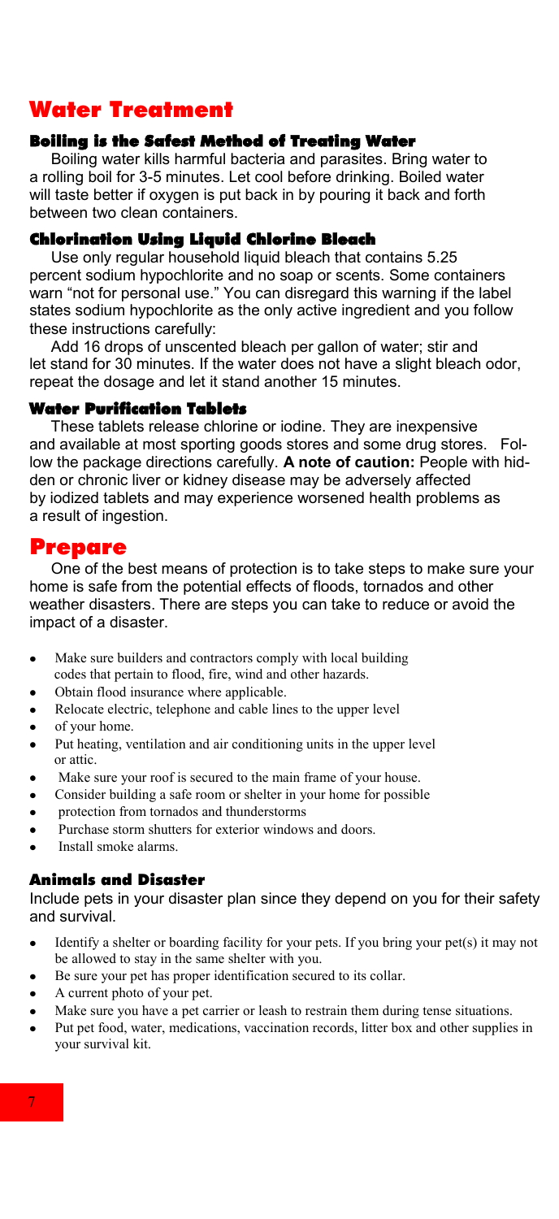# Water Treatment

### Boiling is the Safest Method of Treating Water

Boiling water kills harmful bacteria and parasites. Bring water to a rolling boil for 3-5 minutes. Let cool before drinking. Boiled water will taste better if oxygen is put back in by pouring it back and forth between two clean containers.

### Chlorination Using Liquid Chlorine Bleach

Use only regular household liquid bleach that contains 5.25 percent sodium hypochlorite and no soap or scents. Some containers warn "not for personal use." You can disregard this warning if the label states sodium hypochlorite as the only active ingredient and you follow these instructions carefully:

Add 16 drops of unscented bleach per gallon of water; stir and let stand for 30 minutes. If the water does not have a slight bleach odor, repeat the dosage and let it stand another 15 minutes.

### Water Purification Tablets

These tablets release chlorine or iodine. They are inexpensive and available at most sporting goods stores and some drug stores. Follow the package directions carefully. **A note of caution:** People with hidden or chronic liver or kidney disease may be adversely affected by iodized tablets and may experience worsened health problems as a result of ingestion.

# Prepare

One of the best means of protection is to take steps to make sure your home is safe from the potential effects of floods, tornados and other weather disasters. There are steps you can take to reduce or avoid the impact of a disaster.

- Make sure builders and contractors comply with local building codes that pertain to flood, fire, wind and other hazards.
- Obtain flood insurance where applicable.
- Relocate electric, telephone and cable lines to the upper level
- of your home.
- Put heating, ventilation and air conditioning units in the upper level or attic.
- Make sure your roof is secured to the main frame of your house.
- Consider building a safe room or shelter in your home for possible
- protection from tornados and thunderstorms
- Purchase storm shutters for exterior windows and doors.
- Install smoke alarms.

### Animals and Disaster

Include pets in your disaster plan since they depend on you for their safety and survival.

- Identify a shelter or boarding facility for your pets. If you bring your pet(s) it may not be allowed to stay in the same shelter with you.
- Be sure your pet has proper identification secured to its collar.
- A current photo of your pet.
- Make sure you have a pet carrier or leash to restrain them during tense situations.
- Put pet food, water, medications, vaccination records, litter box and other supplies in your survival kit.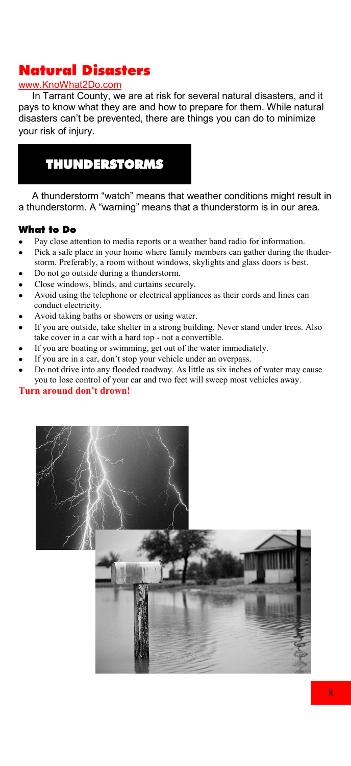# Natural Disasters

www.KnoWhat2Do.com

In Tarrant County, we are at risk for several natural disasters, and it pays to know what they are and how to prepare for them. While natural disasters can't be prevented, there are things you can do to minimize your risk of injury.

## THUNDERSTORMS

A thunderstorm "watch" means that weather conditions might result in a thunderstorm. A "warning" means that a thunderstorm is in our area.

### What to Do

- Pay close attention to media reports or a weather band radio for information.
- Pick a safe place in your home where family members can gather during the thuderstorm. Preferably, a room without windows, skylights and glass doors is best.
- Do not go outside during a thunderstorm.
- Close windows, blinds, and curtains securely.
- Avoid using the telephone or electrical appliances as their cords and lines can conduct electricity.
- Avoid taking baths or showers or using water.
- If you are outside, take shelter in a strong building. Never stand under trees. Also take cover in a car with a hard top - not a convertible.
- If you are boating or swimming, get out of the water immediately.
- If you are in a car, don't stop your vehicle under an overpass.
- Do not drive into any flooded roadway. As little as six inches of water may cause you to lose control of your car and two feet will sweep most vehicles away.

**Turn around don't drown!**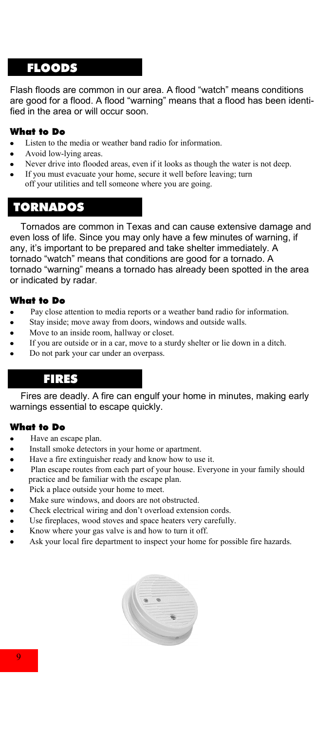## FLOODS

Flash floods are common in our area. A flood "watch" means conditions are good for a flood. A flood "warning" means that a flood has been identified in the area or will occur soon.

### What to Do

- Listen to the media or weather band radio for information.
- Avoid low-lying areas.
- Never drive into flooded areas, even if it looks as though the water is not deep.
- If you must evacuate your home, secure it well before leaving; turn off your utilities and tell someone where you are going.

## TORNADOS

Tornados are common in Texas and can cause extensive damage and even loss of life. Since you may only have a few minutes of warning, if any, it's important to be prepared and take shelter immediately. A tornado "watch" means that conditions are good for a tornado. A tornado "warning" means a tornado has already been spotted in the area or indicated by radar.

### What to Do

- Pay close attention to media reports or a weather band radio for information.
- Stay inside; move away from doors, windows and outside walls.
- Move to an inside room, hallway or closet.
- If you are outside or in a car, move to a sturdy shelter or lie down in a ditch.
- Do not park your car under an overpass.

## FIRES

Fires are deadly. A fire can engulf your home in minutes, making early warnings essential to escape quickly.

### What to Do

- Have an escape plan.
- Install smoke detectors in your home or apartment.
- Have a fire extinguisher ready and know how to use it.
- Plan escape routes from each part of your house. Everyone in your family should practice and be familiar with the escape plan.
- Pick a place outside your home to meet.
- Make sure windows, and doors are not obstructed.
- Check electrical wiring and don't overload extension cords.
- Use fireplaces, wood stoves and space heaters very carefully.
- Know where your gas valve is and how to turn it off.
- Ask your local fire department to inspect your home for possible fire hazards.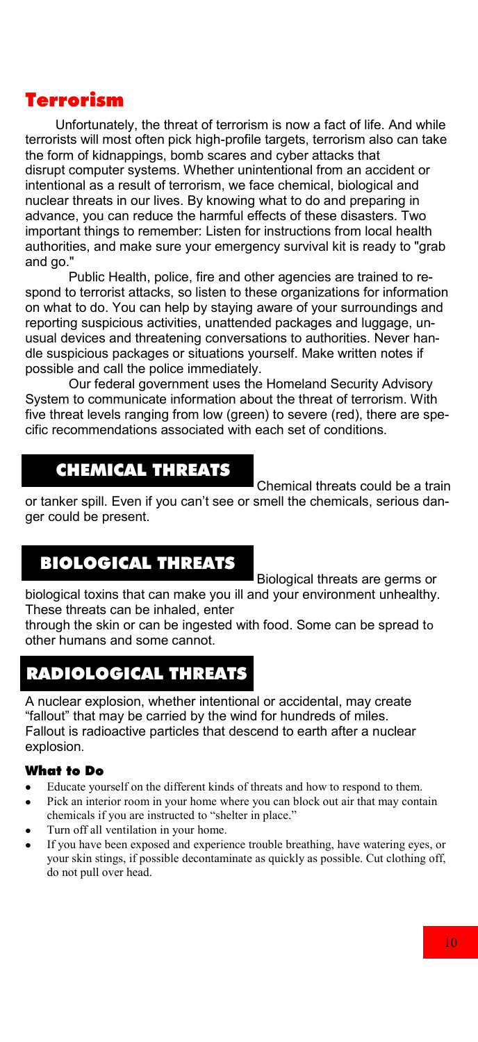# Terrorism

Unfortunately, the threat of terrorism is now a fact of life. And while terrorists will most often pick high-profile targets, terrorism also can take the form of kidnappings, bomb scares and cyber attacks that disrupt computer systems. Whether unintentional from an accident or intentional as a result of terrorism, we face chemical, biological and nuclear threats in our lives. By knowing what to do and preparing in advance, you can reduce the harmful effects of these disasters. Two important things to remember: Listen for instructions from local health authorities, and make sure your emergency survival kit is ready to "grab and go."

Public Health, police, fire and other agencies are trained to respond to terrorist attacks, so listen to these organizations for information on what to do. You can help by staying aware of your surroundings and reporting suspicious activities, unattended packages and luggage, unusual devices and threatening conversations to authorities. Never handle suspicious packages or situations yourself. Make written notes if possible and call the police immediately.

Our federal government uses the Homeland Security Advisory System to communicate information about the threat of terrorism. With five threat levels ranging from low (green) to severe (red), there are specific recommendations associated with each set of conditions.

## CHEMICAL THREATS

Chemical threats could be a train or tanker spill. Even if you can't see or smell the chemicals, serious danger could be present.

## BIOLOGICAL THREATS

Biological threats are germs or biological toxins that can make you ill and your environment unhealthy. These threats can be inhaled, enter through the skin or can be ingested with food. Some can be spread to other humans and some cannot.

## RADIOLOGICAL THREATS

A nuclear explosion, whether intentional or accidental, may create "fallout" that may be carried by the wind for hundreds of miles. Fallout is radioactive particles that descend to earth after a nuclear explosion.

### What to Do

- Educate yourself on the different kinds of threats and how to respond to them.
- Pick an interior room in your home where you can block out air that may contain chemicals if you are instructed to "shelter in place."
- Turn off all ventilation in your home.
- If you have been exposed and experience trouble breathing, have watering eyes, or your skin stings, if possible decontaminate as quickly as possible. Cut clothing off, do not pull over head.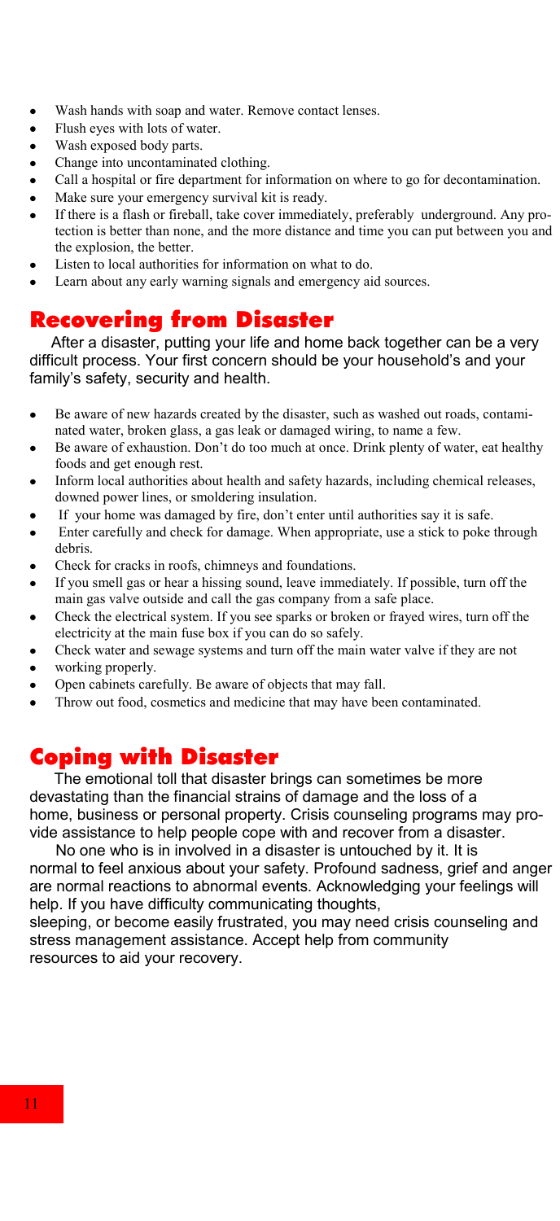- Wash hands with soap and water. Remove contact lenses.
- Flush eyes with lots of water.
- Wash exposed body parts.
- Change into uncontaminated clothing.
- Call a hospital or fire department for information on where to go for decontamination.
- Make sure your emergency survival kit is ready.
- If there is a flash or fireball, take cover immediately, preferably underground. Any protection is better than none, and the more distance and time you can put between you and the explosion, the better.
- Listen to local authorities for information on what to do.
- Learn about any early warning signals and emergency aid sources.

## Recovering from Disaster

After a disaster, putting your life and home back together can be a very difficult process. Your first concern should be your household's and your family's safety, security and health.

- Be aware of new hazards created by the disaster, such as washed out roads, contaminated water, broken glass, a gas leak or damaged wiring, to name a few.
- Be aware of exhaustion. Don't do too much at once. Drink plenty of water, eat healthy foods and get enough rest.
- Inform local authorities about health and safety hazards, including chemical releases, downed power lines, or smoldering insulation.
- If your home was damaged by fire, don't enter until authorities say it is safe.
- Enter carefully and check for damage. When appropriate, use a stick to poke through debris.
- Check for cracks in roofs, chimneys and foundations.
- If you smell gas or hear a hissing sound, leave immediately. If possible, turn off the main gas valve outside and call the gas company from a safe place.
- Check the electrical system. If you see sparks or broken or frayed wires, turn off the electricity at the main fuse box if you can do so safely.
- Check water and sewage systems and turn off the main water valve if they are not
- working properly.
- Open cabinets carefully. Be aware of objects that may fall.
- Throw out food, cosmetics and medicine that may have been contaminated.

## Coping with Disaster

The emotional toll that disaster brings can sometimes be more devastating than the financial strains of damage and the loss of a home, business or personal property. Crisis counseling programs may provide assistance to help people cope with and recover from a disaster.

No one who is in involved in a disaster is untouched by it. It is normal to feel anxious about your safety. Profound sadness, grief and anger are normal reactions to abnormal events. Acknowledging your feelings will help. If you have difficulty communicating thoughts, sleeping, or become easily frustrated, you may need crisis counseling and stress management assistance. Accept help from community resources to aid your recovery.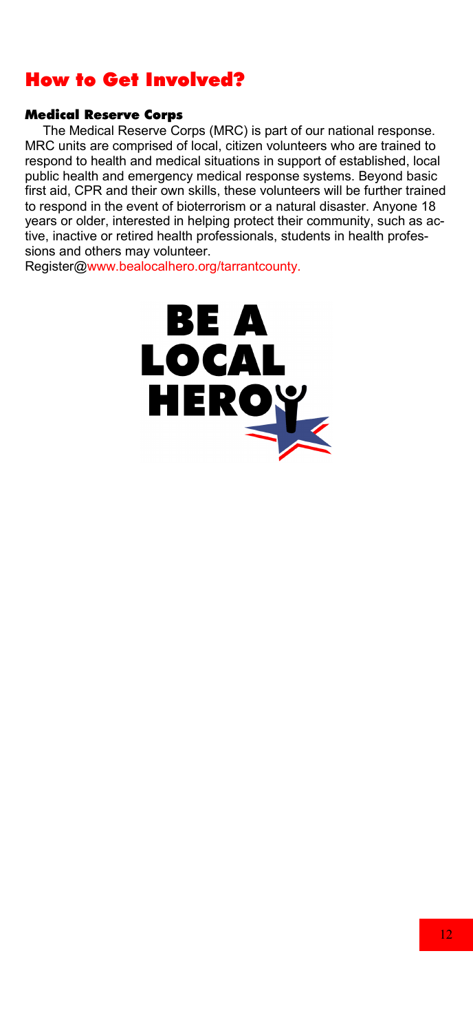# How to Get Involved?

### Medical Reserve Corps

The Medical Reserve Corps (MRC) is part of our national response. MRC units are comprised of local, citizen volunteers who are trained to respond to health and medical situations in support of established, local public health and emergency medical response systems. Beyond basic first aid, CPR and their own skills, these volunteers will be further trained to respond in the event of bioterrorism or a natural disaster. Anyone 18 years or older, interested in helping protect their community, such as active, inactive or retired health professionals, students in health professions and others may volunteer.

Register@www.bealocalhero.org/tarrantcounty.

BE A LOCAL HERO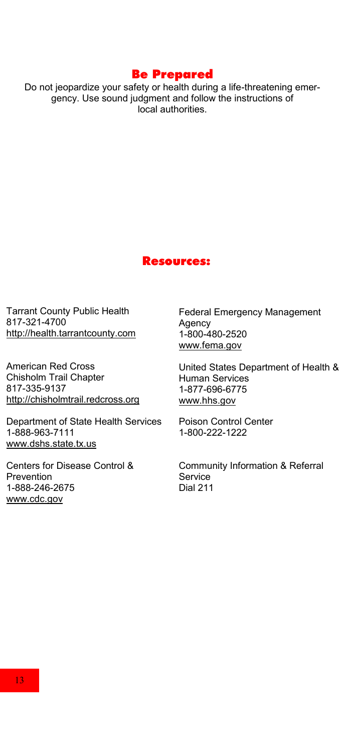## Be Prepared

Do not jeopardize your safety or health during a life-threatening emergency. Use sound judgment and follow the instructions of local authorities.

## Resources:

Tarrant County Public Health
817-321-4700
http://health.tarrantcounty.com

American Red Cross
Chisholm Trail Chapter
817-335-9137
http://chisholmtrail.redcross.org

Department of State Health Services
1-888-963-7111
www.dshs.state.tx.us

Centers for Disease Control & Prevention
1-888-246-2675
www.cdc.gov

Federal Emergency Management Agency
1-800-480-2520
www.fema.gov

United States Department of Health & Human Services
1-877-696-6775
www.hhs.gov

Poison Control Center
1-800-222-1222

Community Information & Referral Service
Dial 211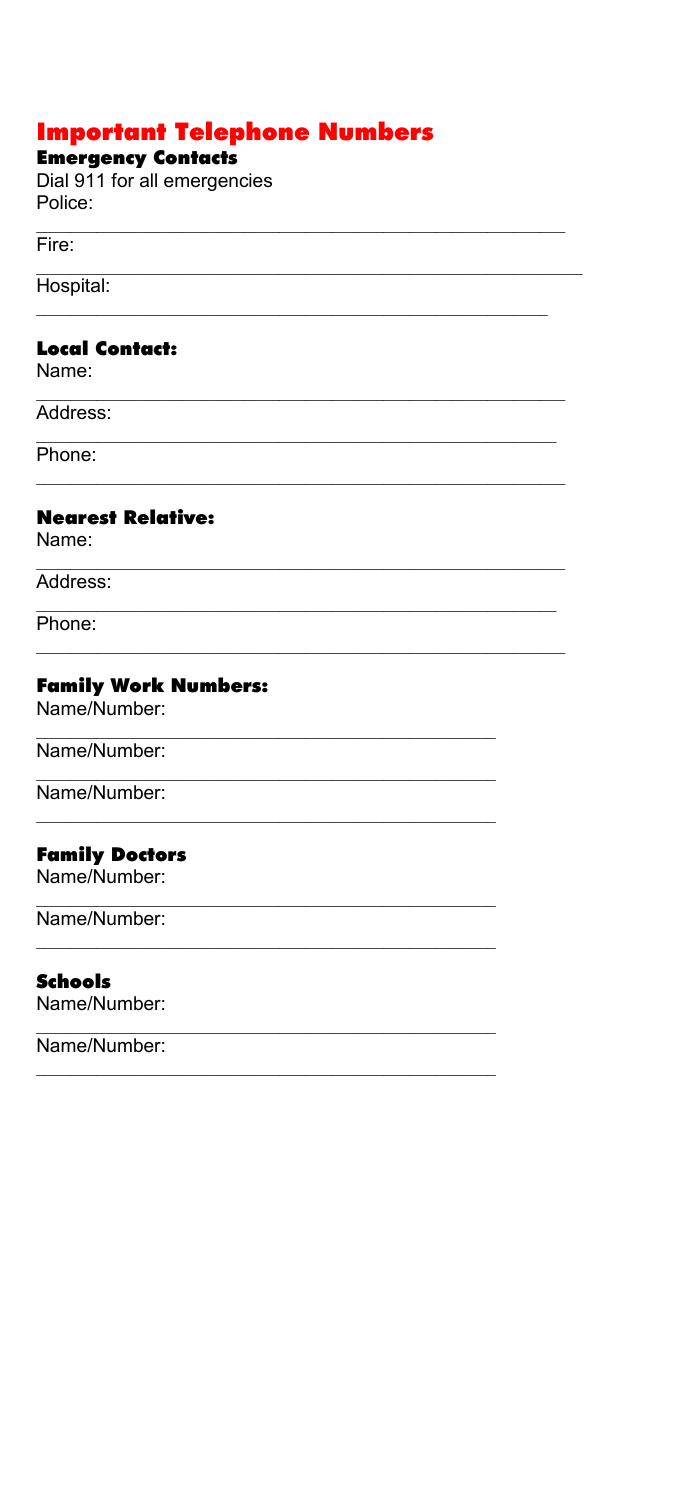# Important Telephone Numbers

## Emergency Contacts

Dial 911 for all emergencies

Police: \_\_\_\_\_\_\_\_\_\_\_\_\_\_\_\_\_\_\_\_\_\_\_\_\_\_\_\_\_\_\_\_\_\_\_\_\_\_\_\_\_\_\_\_

Fire: \_\_\_\_\_\_\_\_\_\_\_\_\_\_\_\_\_\_\_\_\_\_\_\_\_\_\_\_\_\_\_\_\_\_\_\_\_\_\_\_\_\_\_\_

Hospital: \_\_\_\_\_\_\_\_\_\_\_\_\_\_\_\_\_\_\_\_\_\_\_\_\_\_\_\_\_\_\_\_\_\_\_\_\_\_\_\_\_\_\_\_

## Local Contact:

Name: \_\_\_\_\_\_\_\_\_\_\_\_\_\_\_\_\_\_\_\_\_\_\_\_\_\_\_\_\_\_\_\_\_\_\_\_\_\_\_\_\_\_\_\_

Address: \_\_\_\_\_\_\_\_\_\_\_\_\_\_\_\_\_\_\_\_\_\_\_\_\_\_\_\_\_\_\_\_\_\_\_\_\_\_\_\_\_\_\_\_

Phone: \_\_\_\_\_\_\_\_\_\_\_\_\_\_\_\_\_\_\_\_\_\_\_\_\_\_\_\_\_\_\_\_\_\_\_\_\_\_\_\_\_\_\_\_

## Nearest Relative:

Name: \_\_\_\_\_\_\_\_\_\_\_\_\_\_\_\_\_\_\_\_\_\_\_\_\_\_\_\_\_\_\_\_\_\_\_\_\_\_\_\_\_\_\_\_

Address: \_\_\_\_\_\_\_\_\_\_\_\_\_\_\_\_\_\_\_\_\_\_\_\_\_\_\_\_\_\_\_\_\_\_\_\_\_\_\_\_\_\_\_\_

Phone: \_\_\_\_\_\_\_\_\_\_\_\_\_\_\_\_\_\_\_\_\_\_\_\_\_\_\_\_\_\_\_\_\_\_\_\_\_\_\_\_\_\_\_\_

## Family Work Numbers:

Name/Number: \_\_\_\_\_\_\_\_\_\_\_\_\_\_\_\_\_\_\_\_\_\_\_\_\_\_\_\_\_\_\_\_\_\_\_\_\_\_

Name/Number: \_\_\_\_\_\_\_\_\_\_\_\_\_\_\_\_\_\_\_\_\_\_\_\_\_\_\_\_\_\_\_\_\_\_\_\_\_\_

Name/Number: \_\_\_\_\_\_\_\_\_\_\_\_\_\_\_\_\_\_\_\_\_\_\_\_\_\_\_\_\_\_\_\_\_\_\_\_\_\_

## Family Doctors

Name/Number: \_\_\_\_\_\_\_\_\_\_\_\_\_\_\_\_\_\_\_\_\_\_\_\_\_\_\_\_\_\_\_\_\_\_\_\_\_\_

Name/Number: \_\_\_\_\_\_\_\_\_\_\_\_\_\_\_\_\_\_\_\_\_\_\_\_\_\_\_\_\_\_\_\_\_\_\_\_\_\_

## Schools

Name/Number: \_\_\_\_\_\_\_\_\_\_\_\_\_\_\_\_\_\_\_\_\_\_\_\_\_\_\_\_\_\_\_\_\_\_\_\_\_\_

Name/Number: \_\_\_\_\_\_\_\_\_\_\_\_\_\_\_\_\_\_\_\_\_\_\_\_\_\_\_\_\_\_\_\_\_\_\_\_\_\_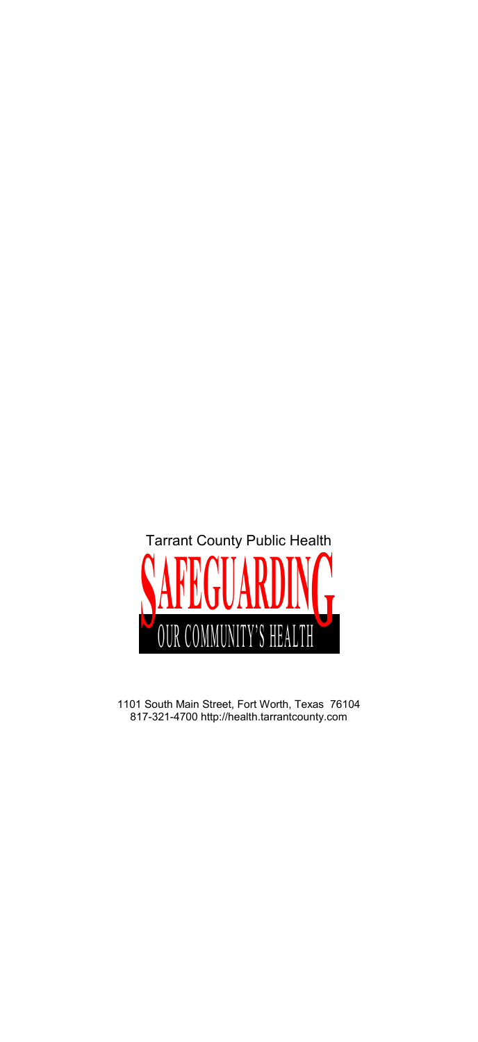Tarrant County Public Health

SAFEGUARDING

OUR COMMUNITY'S HEALTH

1101 South Main Street, Fort Worth, Texas 76104
817-321-4700 http://health.tarrantcounty.com